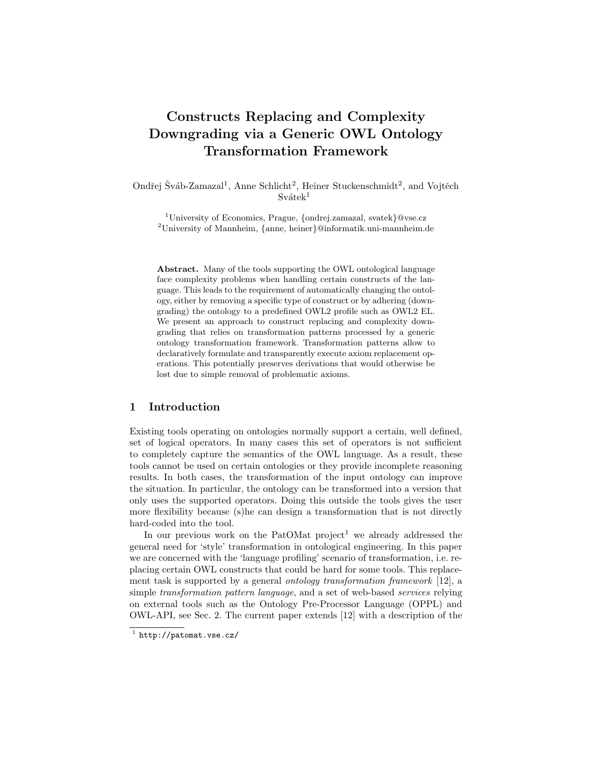# Constructs Replacing and Complexity Downgrading via a Generic OWL Ontology Transformation Framework

Ondřej Šváb-Zamazal[1], Anne Schlicht[2], Heiner Stuckenschmidt[2], and Vojtěch Svátek[1]

[1]University of Economics, Prague, {ondrej.zamazal, svatek}@vse.cz
[2]University of Mannheim, {anne, heiner}@informatik.uni-mannheim.de

**Abstract.** Many of the tools supporting the OWL ontological language face complexity problems when handling certain constructs of the language. This leads to the requirement of automatically changing the ontology, either by removing a specific type of construct or by adhering (downgrading) the ontology to a predefined OWL2 profile such as OWL2 EL. We present an approach to construct replacing and complexity downgrading that relies on transformation patterns processed by a generic ontology transformation framework. Transformation patterns allow to declaratively formulate and transparently execute axiom replacement operations. This potentially preserves derivations that would otherwise be lost due to simple removal of problematic axioms.

## 1 Introduction

Existing tools operating on ontologies normally support a certain, well defined, set of logical operators. In many cases this set of operators is not sufficient to completely capture the semantics of the OWL language. As a result, these tools cannot be used on certain ontologies or they provide incomplete reasoning results. In both cases, the transformation of the input ontology can improve the situation. In particular, the ontology can be transformed into a version that only uses the supported operators. Doing this outside the tools gives the user more flexibility because (s)he can design a transformation that is not directly hard-coded into the tool.

In our previous work on the PatOMat project[1] we already addressed the general need for 'style' transformation in ontological engineering. In this paper we are concerned with the 'language profiling' scenario of transformation, i.e. replacing certain OWL constructs that could be hard for some tools. This replacement task is supported by a general *ontology transformation framework* [12], a simple *transformation pattern language*, and a set of web-based *services* relying on external tools such as the Ontology Pre-Processor Language (OPPL) and OWL-API, see Sec. 2. The current paper extends [12] with a description of the

[1] http://patomat.vse.cz/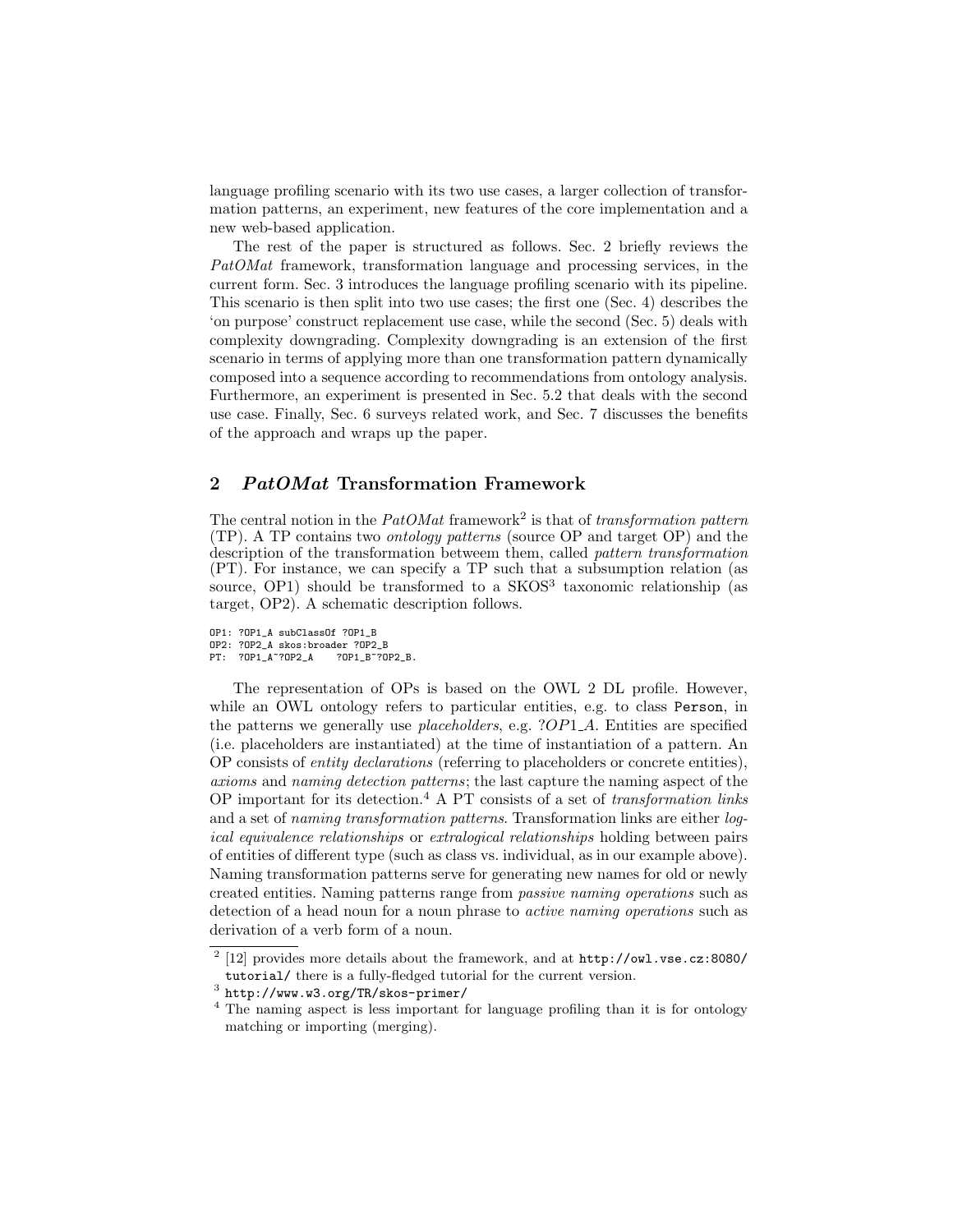language profiling scenario with its two use cases, a larger collection of transformation patterns, an experiment, new features of the core implementation and a new web-based application.

The rest of the paper is structured as follows. Sec. 2 briefly reviews the *PatOMat* framework, transformation language and processing services, in the current form. Sec. 3 introduces the language profiling scenario with its pipeline. This scenario is then split into two use cases; the first one (Sec. 4) describes the 'on purpose' construct replacement use case, while the second (Sec. 5) deals with complexity downgrading. Complexity downgrading is an extension of the first scenario in terms of applying more than one transformation pattern dynamically composed into a sequence according to recommendations from ontology analysis. Furthermore, an experiment is presented in Sec. 5.2 that deals with the second use case. Finally, Sec. 6 surveys related work, and Sec. 7 discusses the benefits of the approach and wraps up the paper.

## 2 *PatOMat* Transformation Framework

The central notion in the *PatOMat* framework[2] is that of *transformation pattern* (TP). A TP contains two *ontology patterns* (source OP and target OP) and the description of the transformation betweem them, called *pattern transformation* (PT). For instance, we can specify a TP such that a subsumption relation (as source, OP1) should be transformed to a SKOS[3] taxonomic relationship (as target, OP2). A schematic description follows.

```
OP1: ?OP1_A subClassOf ?OP1_B
OP2: ?OP2_A skos:broader ?OP2_B
PT:  ?OP1_A~?OP2_A    ?OP1_B~?OP2_B.
```

The representation of OPs is based on the OWL 2 DL profile. However, while an OWL ontology refers to particular entities, e.g. to class `Person`, in the patterns we generally use *placeholders*, e.g. *?OP1_A*. Entities are specified (i.e. placeholders are instantiated) at the time of instantiation of a pattern. An OP consists of *entity declarations* (referring to placeholders or concrete entities), *axioms* and *naming detection patterns*; the last capture the naming aspect of the OP important for its detection.[4] A PT consists of a set of *transformation links* and a set of *naming transformation patterns*. Transformation links are either *logical equivalence relationships* or *extralogical relationships* holding between pairs of entities of different type (such as class vs. individual, as in our example above). Naming transformation patterns serve for generating new names for old or newly created entities. Naming patterns range from *passive naming operations* such as detection of a head noun for a noun phrase to *active naming operations* such as derivation of a verb form of a noun.

[2] [12] provides more details about the framework, and at `http://owl.vse.cz:8080/tutorial/` there is a fully-fledged tutorial for the current version.

[3] `http://www.w3.org/TR/skos-primer/`

[4] The naming aspect is less important for language profiling than it is for ontology matching or importing (merging).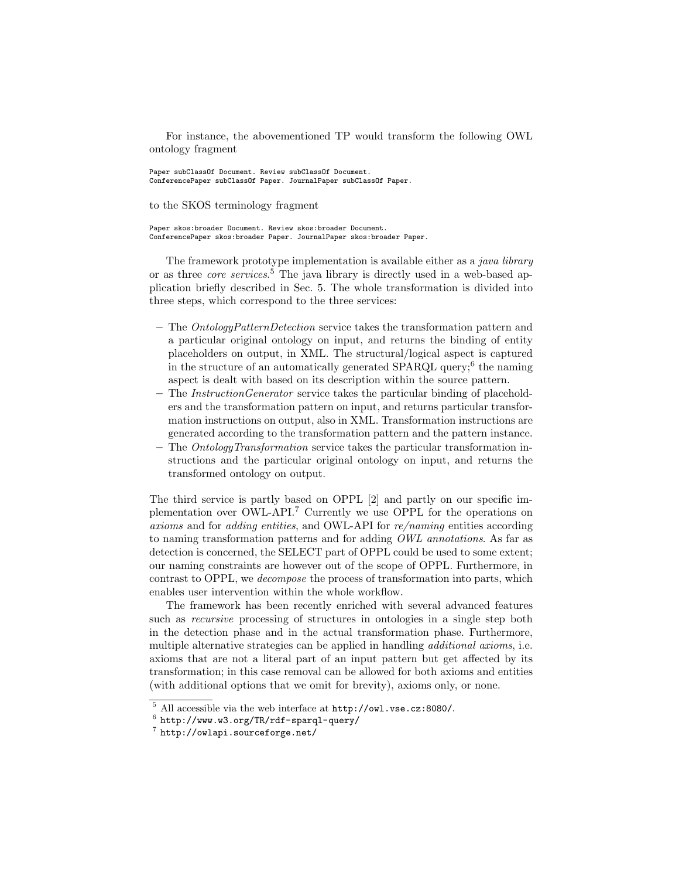For instance, the abovementioned TP would transform the following OWL ontology fragment

```
Paper subClassOf Document. Review subClassOf Document.
ConferencePaper subClassOf Paper. JournalPaper subClassOf Paper.
```

to the SKOS terminology fragment

```
Paper skos:broader Document. Review skos:broader Document.
ConferencePaper skos:broader Paper. JournalPaper skos:broader Paper.
```

The framework prototype implementation is available either as a *java library* or as three *core services*.[5] The java library is directly used in a web-based application briefly described in Sec. 5. The whole transformation is divided into three steps, which correspond to the three services:

- The *OntologyPatternDetection* service takes the transformation pattern and a particular original ontology on input, and returns the binding of entity placeholders on output, in XML. The structural/logical aspect is captured in the structure of an automatically generated SPARQL query;[6] the naming aspect is dealt with based on its description within the source pattern.
- The *InstructionGenerator* service takes the particular binding of placeholders and the transformation pattern on input, and returns particular transformation instructions on output, also in XML. Transformation instructions are generated according to the transformation pattern and the pattern instance.
- The *OntologyTransformation* service takes the particular transformation instructions and the particular original ontology on input, and returns the transformed ontology on output.

The third service is partly based on OPPL [2] and partly on our specific implementation over OWL-API.[7] Currently we use OPPL for the operations on *axioms* and for *adding entities*, and OWL-API for *re/naming* entities according to naming transformation patterns and for adding *OWL annotations*. As far as detection is concerned, the SELECT part of OPPL could be used to some extent; our naming constraints are however out of the scope of OPPL. Furthermore, in contrast to OPPL, we *decompose* the process of transformation into parts, which enables user intervention within the whole workflow.

The framework has been recently enriched with several advanced features such as *recursive* processing of structures in ontologies in a single step both in the detection phase and in the actual transformation phase. Furthermore, multiple alternative strategies can be applied in handling *additional axioms*, i.e. axioms that are not a literal part of an input pattern but get affected by its transformation; in this case removal can be allowed for both axioms and entities (with additional options that we omit for brevity), axioms only, or none.

[5] All accessible via the web interface at http://owl.vse.cz:8080/.

[6] http://www.w3.org/TR/rdf-sparql-query/

[7] http://owlapi.sourceforge.net/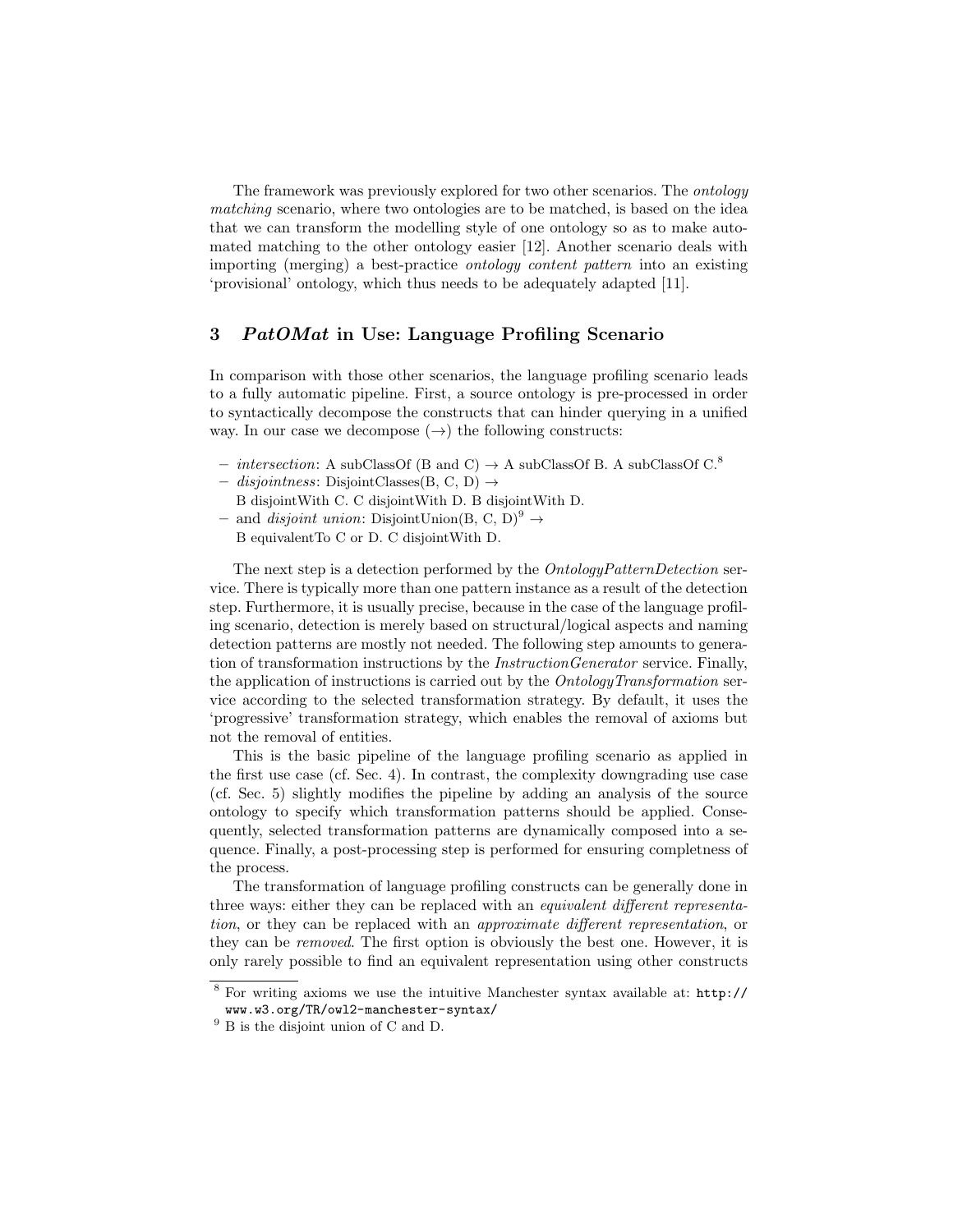The framework was previously explored for two other scenarios. The *ontology matching* scenario, where two ontologies are to be matched, is based on the idea that we can transform the modelling style of one ontology so as to make automated matching to the other ontology easier [12]. Another scenario deals with importing (merging) a best-practice *ontology content pattern* into an existing 'provisional' ontology, which thus needs to be adequately adapted [11].

## 3 *PatOMat* in Use: Language Profiling Scenario

In comparison with those other scenarios, the language profiling scenario leads to a fully automatic pipeline. First, a source ontology is pre-processed in order to syntactically decompose the constructs that can hinder querying in a unified way. In our case we decompose (→) the following constructs:

- *intersection*: A subClassOf (B and C) → A subClassOf B. A subClassOf C.[8]
- *disjointness*: DisjointClasses(B, C, D) →
  B disjointWith C. C disjointWith D. B disjointWith D.
- and *disjoint union*: DisjointUnion(B, C, D)[9] →
  B equivalentTo C or D. C disjointWith D.

The next step is a detection performed by the *OntologyPatternDetection* service. There is typically more than one pattern instance as a result of the detection step. Furthermore, it is usually precise, because in the case of the language profiling scenario, detection is merely based on structural/logical aspects and naming detection patterns are mostly not needed. The following step amounts to generation of transformation instructions by the *InstructionGenerator* service. Finally, the application of instructions is carried out by the *OntologyTransformation* service according to the selected transformation strategy. By default, it uses the 'progressive' transformation strategy, which enables the removal of axioms but not the removal of entities.

This is the basic pipeline of the language profiling scenario as applied in the first use case (cf. Sec. 4). In contrast, the complexity downgrading use case (cf. Sec. 5) slightly modifies the pipeline by adding an analysis of the source ontology to specify which transformation patterns should be applied. Consequently, selected transformation patterns are dynamically composed into a sequence. Finally, a post-processing step is performed for ensuring completness of the process.

The transformation of language profiling constructs can be generally done in three ways: either they can be replaced with an *equivalent different representation*, or they can be replaced with an *approximate different representation*, or they can be *removed*. The first option is obviously the best one. However, it is only rarely possible to find an equivalent representation using other constructs

[8] For writing axioms we use the intuitive Manchester syntax available at: http://www.w3.org/TR/owl2-manchester-syntax/

[9] B is the disjoint union of C and D.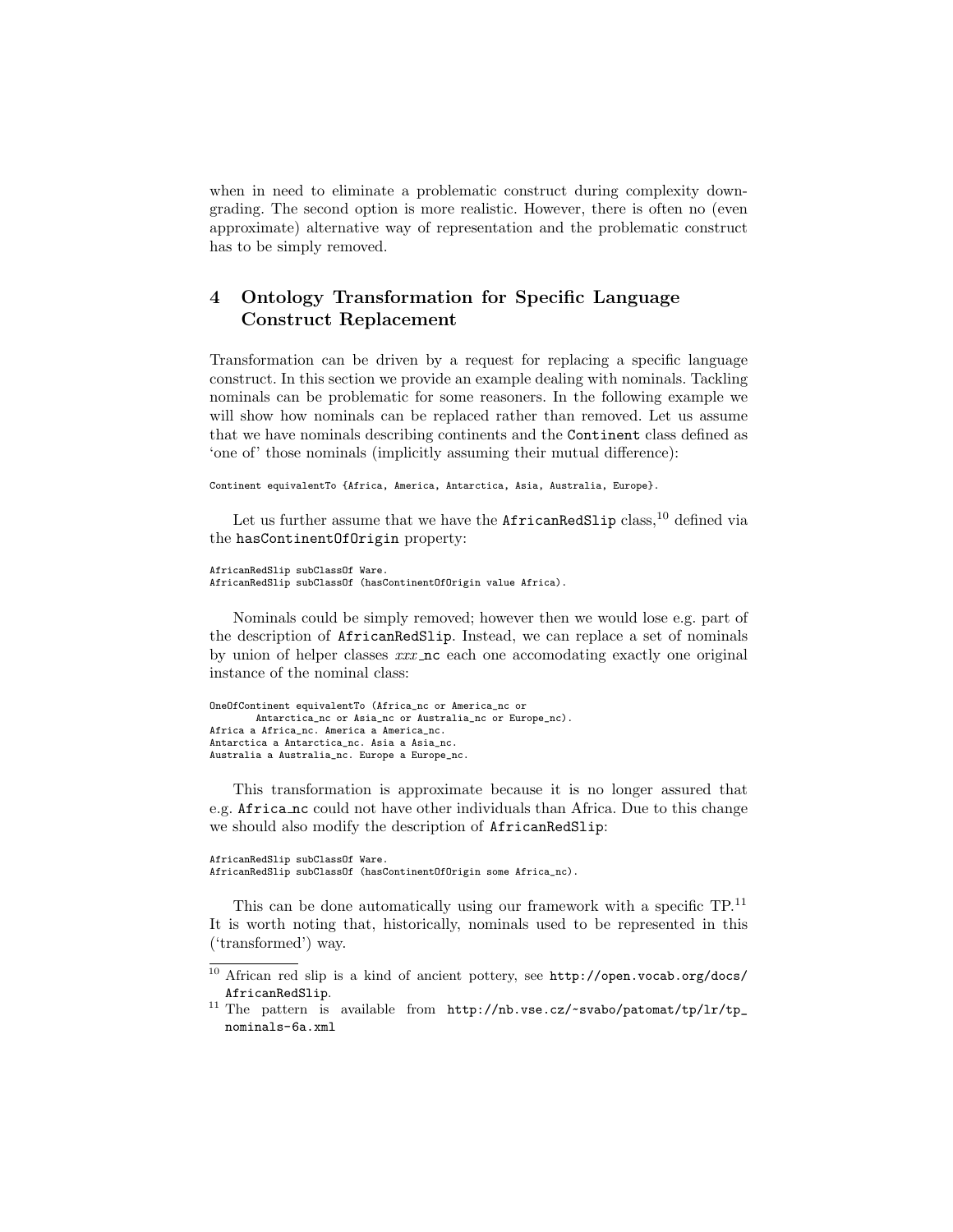when in need to eliminate a problematic construct during complexity downgrading. The second option is more realistic. However, there is often no (even approximate) alternative way of representation and the problematic construct has to be simply removed.

## 4 Ontology Transformation for Specific Language Construct Replacement

Transformation can be driven by a request for replacing a specific language construct. In this section we provide an example dealing with nominals. Tackling nominals can be problematic for some reasoners. In the following example we will show how nominals can be replaced rather than removed. Let us assume that we have nominals describing continents and the `Continent` class defined as 'one of' those nominals (implicitly assuming their mutual difference):

```
Continent equivalentTo {Africa, America, Antarctica, Asia, Australia, Europe}.
```

Let us further assume that we have the `AfricanRedSlip` class,[10] defined via the `hasContinentOfOrigin` property:

```
AfricanRedSlip subClassOf Ware.
AfricanRedSlip subClassOf (hasContinentOfOrigin value Africa).
```

Nominals could be simply removed; however then we would lose e.g. part of the description of `AfricanRedSlip`. Instead, we can replace a set of nominals by union of helper classes *xxx*`_nc` each one accomodating exactly one original instance of the nominal class:

```
OneOfContinent equivalentTo (Africa_nc or America_nc or
       Antarctica_nc or Asia_nc or Australia_nc or Europe_nc).
Africa a Africa_nc. America a America_nc.
Antarctica a Antarctica_nc. Asia a Asia_nc.
Australia a Australia_nc. Europe a Europe_nc.
```

This transformation is approximate because it is no longer assured that e.g. `Africa_nc` could not have other individuals than Africa. Due to this change we should also modify the description of `AfricanRedSlip`:

```
AfricanRedSlip subClassOf Ware.
AfricanRedSlip subClassOf (hasContinentOfOrigin some Africa_nc).
```

This can be done automatically using our framework with a specific TP.[11] It is worth noting that, historically, nominals used to be represented in this ('transformed') way.

---

[10] African red slip is a kind of ancient pottery, see http://open.vocab.org/docs/AfricanRedSlip.

[11] The pattern is available from http://nb.vse.cz/~svabo/patomat/tp/lr/tp_nominals-6a.xml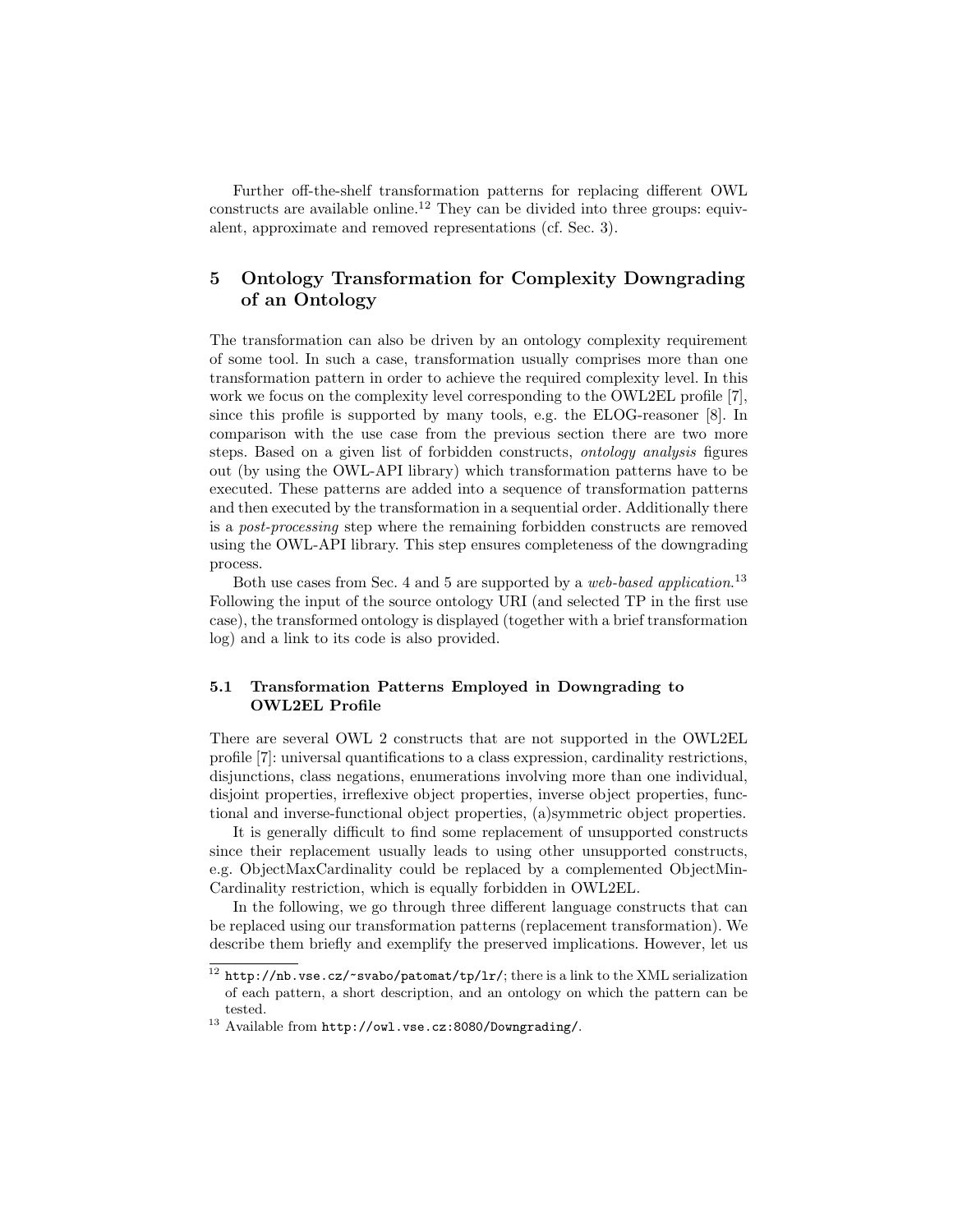Further off-the-shelf transformation patterns for replacing different OWL constructs are available online.[12] They can be divided into three groups: equivalent, approximate and removed representations (cf. Sec. 3).

## 5 Ontology Transformation for Complexity Downgrading of an Ontology

The transformation can also be driven by an ontology complexity requirement of some tool. In such a case, transformation usually comprises more than one transformation pattern in order to achieve the required complexity level. In this work we focus on the complexity level corresponding to the OWL2EL profile [7], since this profile is supported by many tools, e.g. the ELOG-reasoner [8]. In comparison with the use case from the previous section there are two more steps. Based on a given list of forbidden constructs, *ontology analysis* figures out (by using the OWL-API library) which transformation patterns have to be executed. These patterns are added into a sequence of transformation patterns and then executed by the transformation in a sequential order. Additionally there is a *post-processing* step where the remaining forbidden constructs are removed using the OWL-API library. This step ensures completeness of the downgrading process.

Both use cases from Sec. 4 and 5 are supported by a *web-based application*.[13] Following the input of the source ontology URI (and selected TP in the first use case), the transformed ontology is displayed (together with a brief transformation log) and a link to its code is also provided.

### 5.1 Transformation Patterns Employed in Downgrading to OWL2EL Profile

There are several OWL 2 constructs that are not supported in the OWL2EL profile [7]: universal quantifications to a class expression, cardinality restrictions, disjunctions, class negations, enumerations involving more than one individual, disjoint properties, irreflexive object properties, inverse object properties, functional and inverse-functional object properties, (a)symmetric object properties.

It is generally difficult to find some replacement of unsupported constructs since their replacement usually leads to using other unsupported constructs, e.g. ObjectMaxCardinality could be replaced by a complemented ObjectMinCardinality restriction, which is equally forbidden in OWL2EL.

In the following, we go through three different language constructs that can be replaced using our transformation patterns (replacement transformation). We describe them briefly and exemplify the preserved implications. However, let us

---

[12] `http://nb.vse.cz/~svabo/patomat/tp/lr/`; there is a link to the XML serialization of each pattern, a short description, and an ontology on which the pattern can be tested.

[13] Available from `http://owl.vse.cz:8080/Downgrading/`.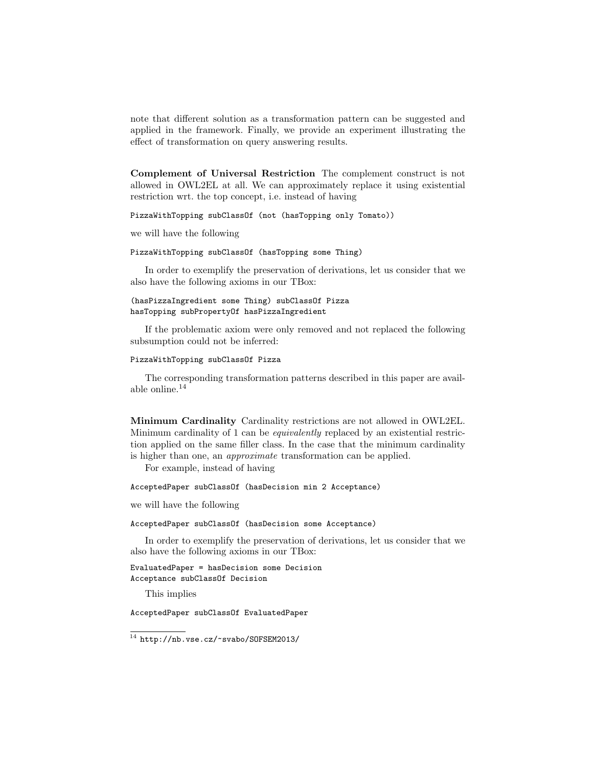note that different solution as a transformation pattern can be suggested and applied in the framework. Finally, we provide an experiment illustrating the effect of transformation on query answering results.

**Complement of Universal Restriction** The complement construct is not allowed in OWL2EL at all. We can approximately replace it using existential restriction wrt. the top concept, i.e. instead of having

```
PizzaWithTopping subClassOf (not (hasTopping only Tomato))
```

we will have the following

```
PizzaWithTopping subClassOf (hasTopping some Thing)
```

In order to exemplify the preservation of derivations, let us consider that we also have the following axioms in our TBox:

```
(hasPizzaIngredient some Thing) subClassOf Pizza
hasTopping subPropertyOf hasPizzaIngredient
```

If the problematic axiom were only removed and not replaced the following subsumption could not be inferred:

```
PizzaWithTopping subClassOf Pizza
```

The corresponding transformation patterns described in this paper are available online.[14]

**Minimum Cardinality** Cardinality restrictions are not allowed in OWL2EL. Minimum cardinality of 1 can be *equivalently* replaced by an existential restriction applied on the same filler class. In the case that the minimum cardinality is higher than one, an *approximate* transformation can be applied.

For example, instead of having

```
AcceptedPaper subClassOf (hasDecision min 2 Acceptance)
```

we will have the following

```
AcceptedPaper subClassOf (hasDecision some Acceptance)
```

In order to exemplify the preservation of derivations, let us consider that we also have the following axioms in our TBox:

```
EvaluatedPaper = hasDecision some Decision
Acceptance subClassOf Decision
```

This implies

```
AcceptedPaper subClassOf EvaluatedPaper
```

[14] http://nb.vse.cz/~svabo/SOFSEM2013/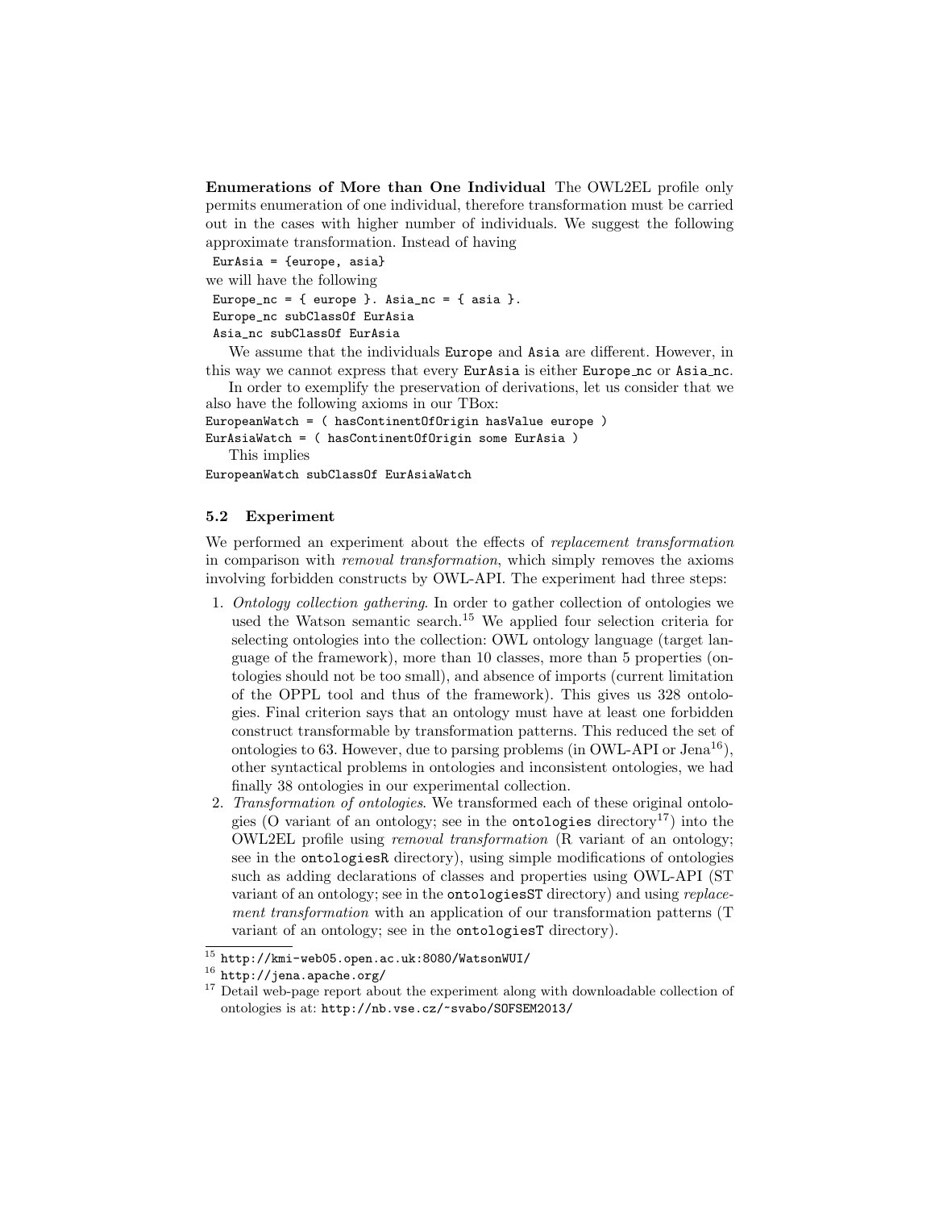**Enumerations of More than One Individual** The OWL2EL profile only permits enumeration of one individual, therefore transformation must be carried out in the cases with higher number of individuals. We suggest the following approximate transformation. Instead of having

```
EurAsia = {europe, asia}
```

we will have the following

```
Europe_nc = { europe }. Asia_nc = { asia }.
Europe_nc subClassOf EurAsia
Asia_nc subClassOf EurAsia
```

We assume that the individuals Europe and Asia are different. However, in this way we cannot express that every EurAsia is either Europe_nc or Asia_nc.

In order to exemplify the preservation of derivations, let us consider that we also have the following axioms in our TBox:

```
EuropeanWatch = ( hasContinentOfOrigin hasValue europe )
EurAsiaWatch = ( hasContinentOfOrigin some EurAsia )
```

This implies

```
EuropeanWatch subClassOf EurAsiaWatch
```

### 5.2 Experiment

We performed an experiment about the effects of *replacement transformation* in comparison with *removal transformation*, which simply removes the axioms involving forbidden constructs by OWL-API. The experiment had three steps:

1. *Ontology collection gathering*. In order to gather collection of ontologies we used the Watson semantic search.[15] We applied four selection criteria for selecting ontologies into the collection: OWL ontology language (target language of the framework), more than 10 classes, more than 5 properties (ontologies should not be too small), and absence of imports (current limitation of the OPPL tool and thus of the framework). This gives us 328 ontologies. Final criterion says that an ontology must have at least one forbidden construct transformable by transformation patterns. This reduced the set of ontologies to 63. However, due to parsing problems (in OWL-API or Jena[16]), other syntactical problems in ontologies and inconsistent ontologies, we had finally 38 ontologies in our experimental collection.
2. *Transformation of ontologies*. We transformed each of these original ontologies (O variant of an ontology; see in the `ontologies` directory[17]) into the OWL2EL profile using *removal transformation* (R variant of an ontology; see in the `ontologiesR` directory), using simple modifications of ontologies such as adding declarations of classes and properties using OWL-API (ST variant of an ontology; see in the `ontologiesST` directory) and using *replacement transformation* with an application of our transformation patterns (T variant of an ontology; see in the `ontologiesT` directory).

[15] http://kmi-web05.open.ac.uk:8080/WatsonWUI/

[16] http://jena.apache.org/

[17] Detail web-page report about the experiment along with downloadable collection of ontologies is at: http://nb.vse.cz/~svabo/SOFSEM2013/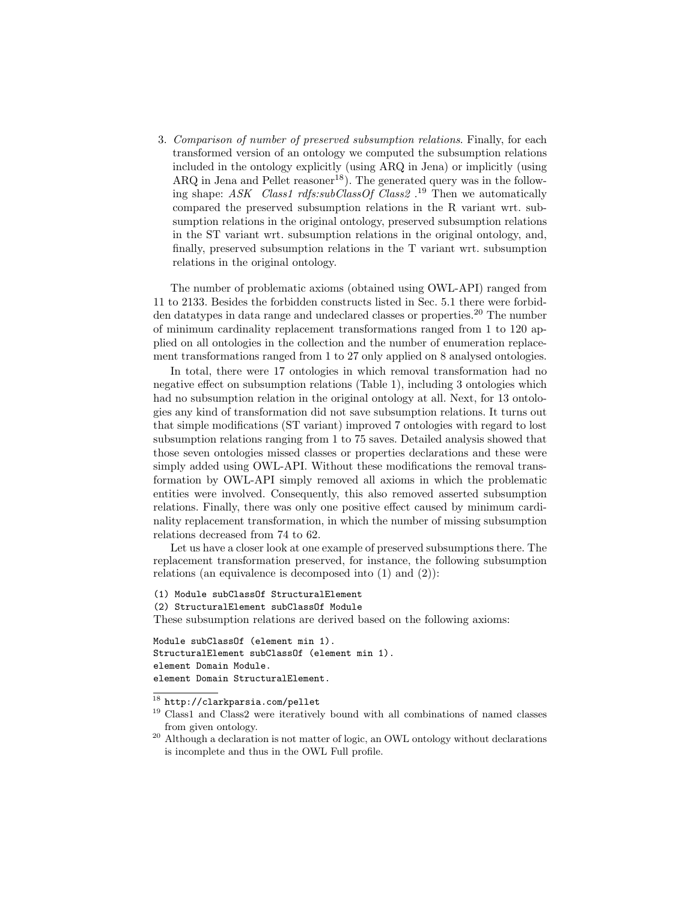3. *Comparison of number of preserved subsumption relations*. Finally, for each transformed version of an ontology we computed the subsumption relations included in the ontology explicitly (using ARQ in Jena) or implicitly (using ARQ in Jena and Pellet reasoner[18]). The generated query was in the following shape: *ASK Class1 rdfs:subClassOf Class2 .*[19] Then we automatically compared the preserved subsumption relations in the R variant wrt. subsumption relations in the original ontology, preserved subsumption relations in the ST variant wrt. subsumption relations in the original ontology, and, finally, preserved subsumption relations in the T variant wrt. subsumption relations in the original ontology.

The number of problematic axioms (obtained using OWL-API) ranged from 11 to 2133. Besides the forbidden constructs listed in Sec. 5.1 there were forbidden datatypes in data range and undeclared classes or properties.[20] The number of minimum cardinality replacement transformations ranged from 1 to 120 applied on all ontologies in the collection and the number of enumeration replacement transformations ranged from 1 to 27 only applied on 8 analysed ontologies.

In total, there were 17 ontologies in which removal transformation had no negative effect on subsumption relations (Table 1), including 3 ontologies which had no subsumption relation in the original ontology at all. Next, for 13 ontologies any kind of transformation did not save subsumption relations. It turns out that simple modifications (ST variant) improved 7 ontologies with regard to lost subsumption relations ranging from 1 to 75 saves. Detailed analysis showed that those seven ontologies missed classes or properties declarations and these were simply added using OWL-API. Without these modifications the removal transformation by OWL-API simply removed all axioms in which the problematic entities were involved. Consequently, this also removed asserted subsumption relations. Finally, there was only one positive effect caused by minimum cardinality replacement transformation, in which the number of missing subsumption relations decreased from 74 to 62.

Let us have a closer look at one example of preserved subsumptions there. The replacement transformation preserved, for instance, the following subsumption relations (an equivalence is decomposed into (1) and (2)):

```
(1) Module subClassOf StructuralElement
(2) StructuralElement subClassOf Module
```

These subsumption relations are derived based on the following axioms:

```
Module subClassOf (element min 1).
StructuralElement subClassOf (element min 1).
element Domain Module.
element Domain StructuralElement.
```

---

[18] http://clarkparsia.com/pellet

[19] Class1 and Class2 were iteratively bound with all combinations of named classes from given ontology.

[20] Although a declaration is not matter of logic, an OWL ontology without declarations is incomplete and thus in the OWL Full profile.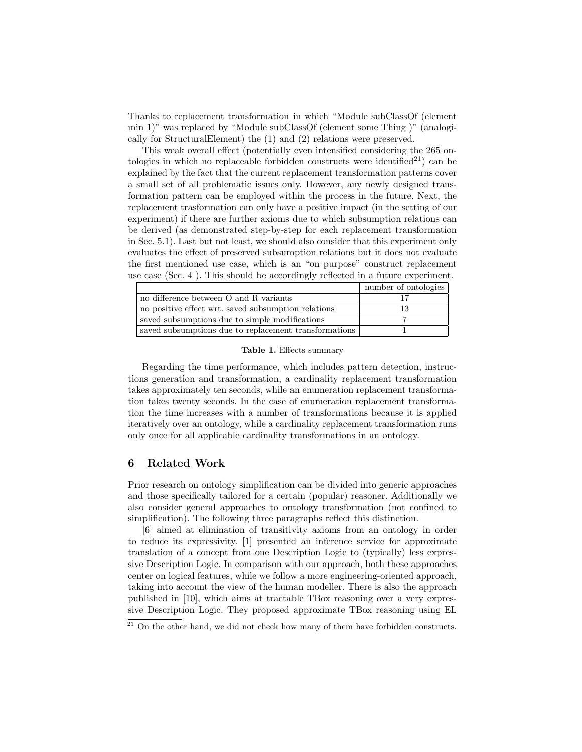Thanks to replacement transformation in which "Module subClassOf (element min 1)" was replaced by "Module subClassOf (element some Thing )" (analogically for StructuralElement) the (1) and (2) relations were preserved.

This weak overall effect (potentially even intensified considering the 265 ontologies in which no replaceable forbidden constructs were identified[21]) can be explained by the fact that the current replacement transformation patterns cover a small set of all problematic issues only. However, any newly designed transformation pattern can be employed within the process in the future. Next, the replacement trasformation can only have a positive impact (in the setting of our experiment) if there are further axioms due to which subsumption relations can be derived (as demonstrated step-by-step for each replacement transformation in Sec. 5.1). Last but not least, we should also consider that this experiment only evaluates the effect of preserved subsumption relations but it does not evaluate the first mentioned use case, which is an "on purpose" construct replacement use case (Sec. 4 ). This should be accordingly reflected in a future experiment.

| | number of ontologies |
|---|---|
| no difference between O and R variants | 17 |
| no positive effect wrt. saved subsumption relations | 13 |
| saved subsumptions due to simple modifications | 7 |
| saved subsumptions due to replacement transformations | 1 |

**Table 1.** Effects summary

Regarding the time performance, which includes pattern detection, instructions generation and transformation, a cardinality replacement transformation takes approximately ten seconds, while an enumeration replacement transformation takes twenty seconds. In the case of enumeration replacement transformation the time increases with a number of transformations because it is applied iteratively over an ontology, while a cardinality replacement transformation runs only once for all applicable cardinality transformations in an ontology.

## 6 Related Work

Prior research on ontology simplification can be divided into generic approaches and those specifically tailored for a certain (popular) reasoner. Additionally we also consider general approaches to ontology transformation (not confined to simplification). The following three paragraphs reflect this distinction.

[6] aimed at elimination of transitivity axioms from an ontology in order to reduce its expressivity. [1] presented an inference service for approximate translation of a concept from one Description Logic to (typically) less expressive Description Logic. In comparison with our approach, both these approaches center on logical features, while we follow a more engineering-oriented approach, taking into account the view of the human modeller. There is also the approach published in [10], which aims at tractable TBox reasoning over a very expressive Description Logic. They proposed approximate TBox reasoning using EL

[21] On the other hand, we did not check how many of them have forbidden constructs.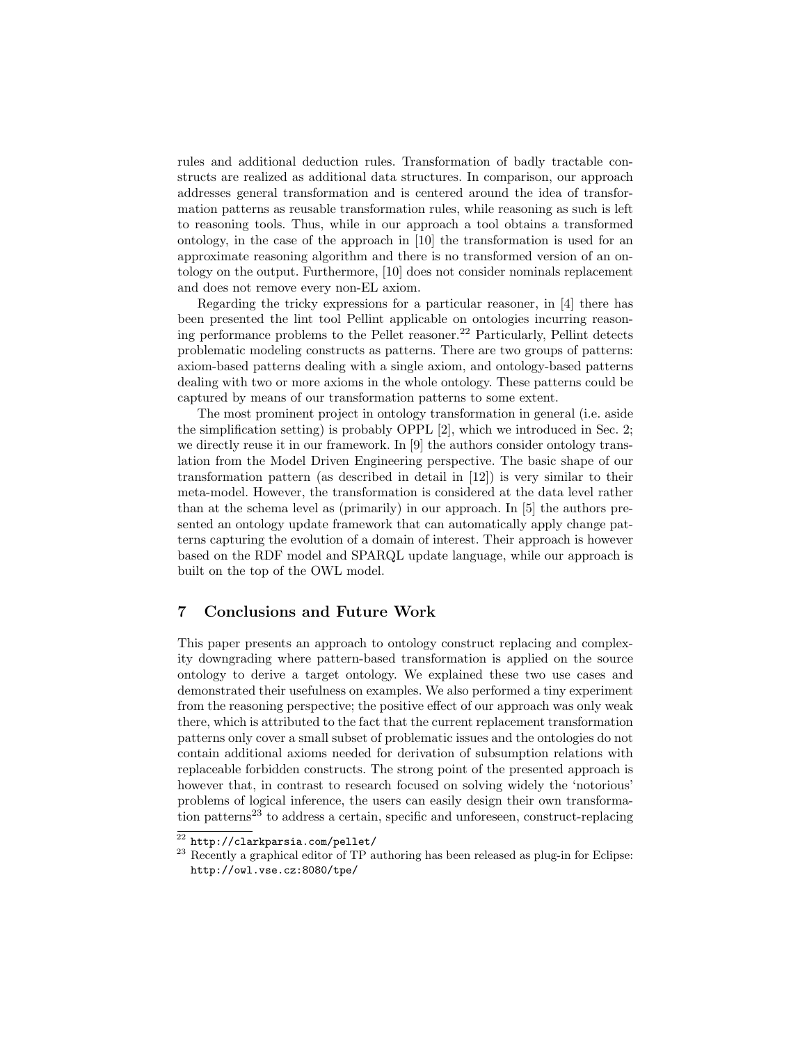rules and additional deduction rules. Transformation of badly tractable constructs are realized as additional data structures. In comparison, our approach addresses general transformation and is centered around the idea of transformation patterns as reusable transformation rules, while reasoning as such is left to reasoning tools. Thus, while in our approach a tool obtains a transformed ontology, in the case of the approach in [10] the transformation is used for an approximate reasoning algorithm and there is no transformed version of an ontology on the output. Furthermore, [10] does not consider nominals replacement and does not remove every non-EL axiom.

Regarding the tricky expressions for a particular reasoner, in [4] there has been presented the lint tool Pellint applicable on ontologies incurring reasoning performance problems to the Pellet reasoner.[22] Particularly, Pellint detects problematic modeling constructs as patterns. There are two groups of patterns: axiom-based patterns dealing with a single axiom, and ontology-based patterns dealing with two or more axioms in the whole ontology. These patterns could be captured by means of our transformation patterns to some extent.

The most prominent project in ontology transformation in general (i.e. aside the simplification setting) is probably OPPL [2], which we introduced in Sec. 2; we directly reuse it in our framework. In [9] the authors consider ontology translation from the Model Driven Engineering perspective. The basic shape of our transformation pattern (as described in detail in [12]) is very similar to their meta-model. However, the transformation is considered at the data level rather than at the schema level as (primarily) in our approach. In [5] the authors presented an ontology update framework that can automatically apply change patterns capturing the evolution of a domain of interest. Their approach is however based on the RDF model and SPARQL update language, while our approach is built on the top of the OWL model.

## 7 Conclusions and Future Work

This paper presents an approach to ontology construct replacing and complexity downgrading where pattern-based transformation is applied on the source ontology to derive a target ontology. We explained these two use cases and demonstrated their usefulness on examples. We also performed a tiny experiment from the reasoning perspective; the positive effect of our approach was only weak there, which is attributed to the fact that the current replacement transformation patterns only cover a small subset of problematic issues and the ontologies do not contain additional axioms needed for derivation of subsumption relations with replaceable forbidden constructs. The strong point of the presented approach is however that, in contrast to research focused on solving widely the 'notorious' problems of logical inference, the users can easily design their own transformation patterns[23] to address a certain, specific and unforeseen, construct-replacing

[22] `http://clarkparsia.com/pellet/`

[23] Recently a graphical editor of TP authoring has been released as plug-in for Eclipse: `http://owl.vse.cz:8080/tpe/`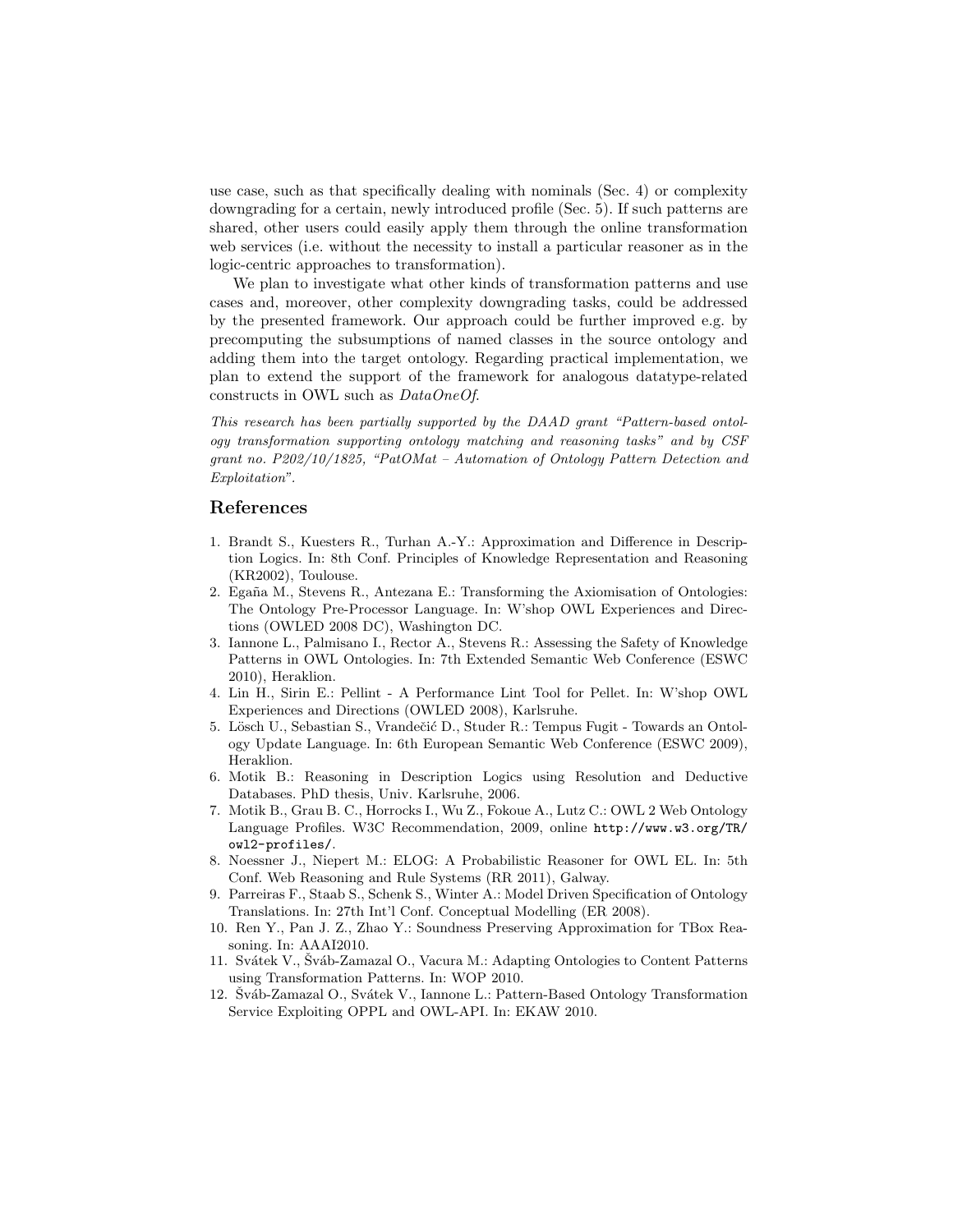use case, such as that specifically dealing with nominals (Sec. 4) or complexity downgrading for a certain, newly introduced profile (Sec. 5). If such patterns are shared, other users could easily apply them through the online transformation web services (i.e. without the necessity to install a particular reasoner as in the logic-centric approaches to transformation).

We plan to investigate what other kinds of transformation patterns and use cases and, moreover, other complexity downgrading tasks, could be addressed by the presented framework. Our approach could be further improved e.g. by precomputing the subsumptions of named classes in the source ontology and adding them into the target ontology. Regarding practical implementation, we plan to extend the support of the framework for analogous datatype-related constructs in OWL such as *DataOneOf*.

*This research has been partially supported by the DAAD grant "Pattern-based ontology transformation supporting ontology matching and reasoning tasks" and by CSF grant no. P202/10/1825, "PatOMat – Automation of Ontology Pattern Detection and Exploitation".*

## References

1. Brandt S., Kuesters R., Turhan A.-Y.: Approximation and Difference in Description Logics. In: 8th Conf. Principles of Knowledge Representation and Reasoning (KR2002), Toulouse.
2. Egaña M., Stevens R., Antezana E.: Transforming the Axiomisation of Ontologies: The Ontology Pre-Processor Language. In: W'shop OWL Experiences and Directions (OWLED 2008 DC), Washington DC.
3. Iannone L., Palmisano I., Rector A., Stevens R.: Assessing the Safety of Knowledge Patterns in OWL Ontologies. In: 7th Extended Semantic Web Conference (ESWC 2010), Heraklion.
4. Lin H., Sirin E.: Pellint - A Performance Lint Tool for Pellet. In: W'shop OWL Experiences and Directions (OWLED 2008), Karlsruhe.
5. Lösch U., Sebastian S., Vrandečić D., Studer R.: Tempus Fugit - Towards an Ontology Update Language. In: 6th European Semantic Web Conference (ESWC 2009), Heraklion.
6. Motik B.: Reasoning in Description Logics using Resolution and Deductive Databases. PhD thesis, Univ. Karlsruhe, 2006.
7. Motik B., Grau B. C., Horrocks I., Wu Z., Fokoue A., Lutz C.: OWL 2 Web Ontology Language Profiles. W3C Recommendation, 2009, online `http://www.w3.org/TR/owl2-profiles/`.
8. Noessner J., Niepert M.: ELOG: A Probabilistic Reasoner for OWL EL. In: 5th Conf. Web Reasoning and Rule Systems (RR 2011), Galway.
9. Parreiras F., Staab S., Schenk S., Winter A.: Model Driven Specification of Ontology Translations. In: 27th Int'l Conf. Conceptual Modelling (ER 2008).
10. Ren Y., Pan J. Z., Zhao Y.: Soundness Preserving Approximation for TBox Reasoning. In: AAAI2010.
11. Svátek V., Šváb-Zamazal O., Vacura M.: Adapting Ontologies to Content Patterns using Transformation Patterns. In: WOP 2010.
12. Šváb-Zamazal O., Svátek V., Iannone L.: Pattern-Based Ontology Transformation Service Exploiting OPPL and OWL-API. In: EKAW 2010.